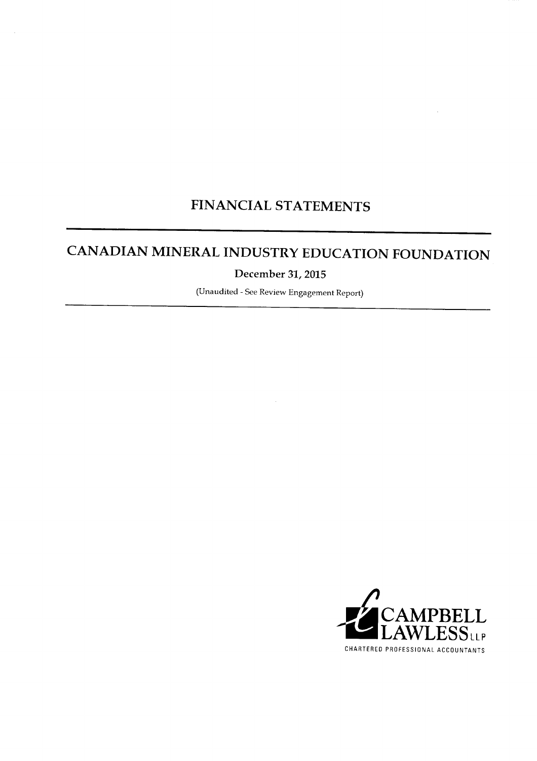# FINANCIAL STATEMENTS

## CANADIAN MINERAL INDUSTRY EDUCATION FOUNDATION

December 31, 2015

(Unaudited - See Review Engagement Report)

CAMPBELL LAWLESS LLP

CHARTERED PROFESSIONAL ACCOUNTANTS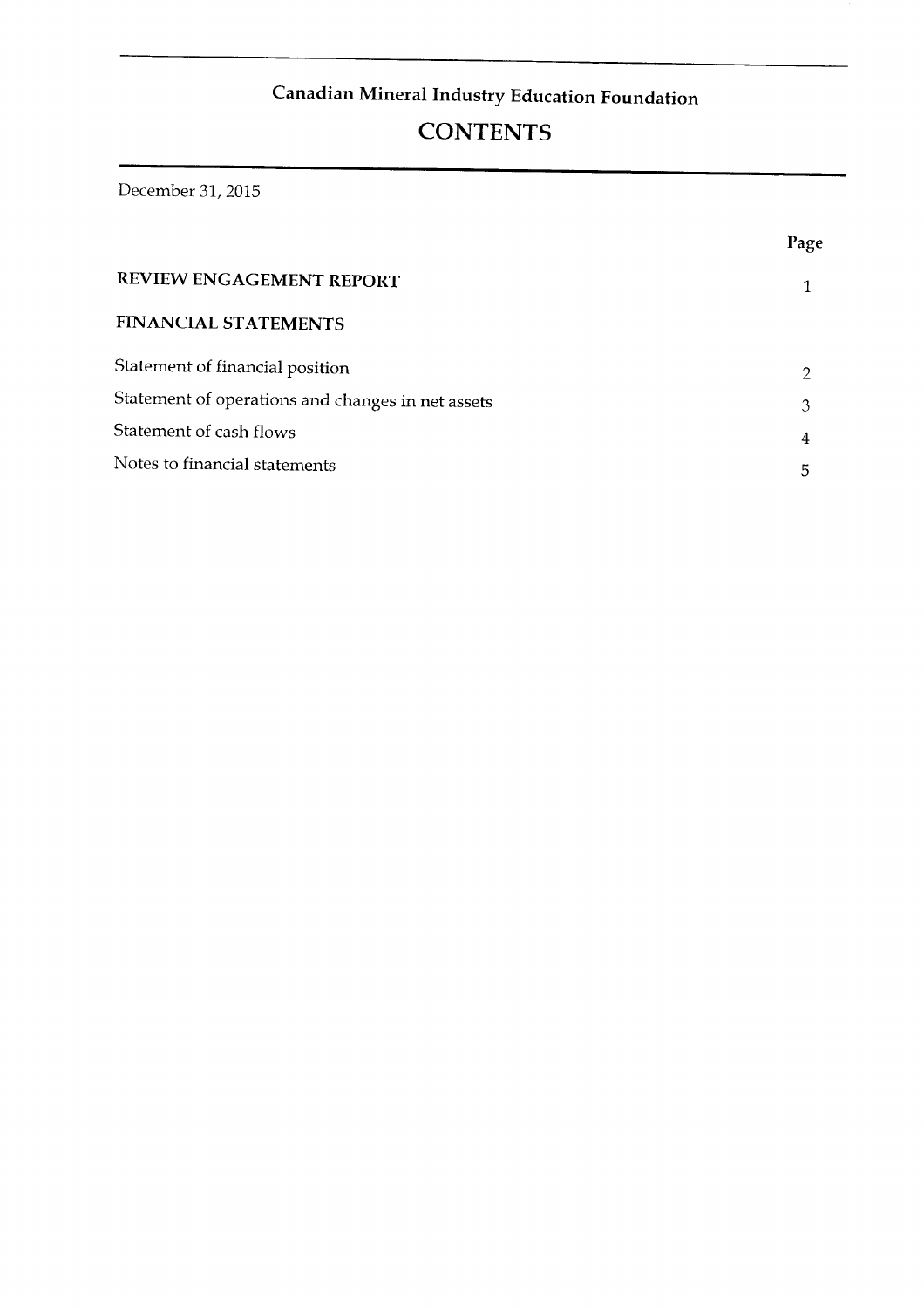# Canadian Mineral Industry Education Foundation

## CONTENTS

December 31, 2015

| | Page |
|---|---|
| **REVIEW ENGAGEMENT REPORT** | 1 |
| **FINANCIAL STATEMENTS** | |
| Statement of financial position | 2 |
| Statement of operations and changes in net assets | 3 |
| Statement of cash flows | 4 |
| Notes to financial statements | 5 |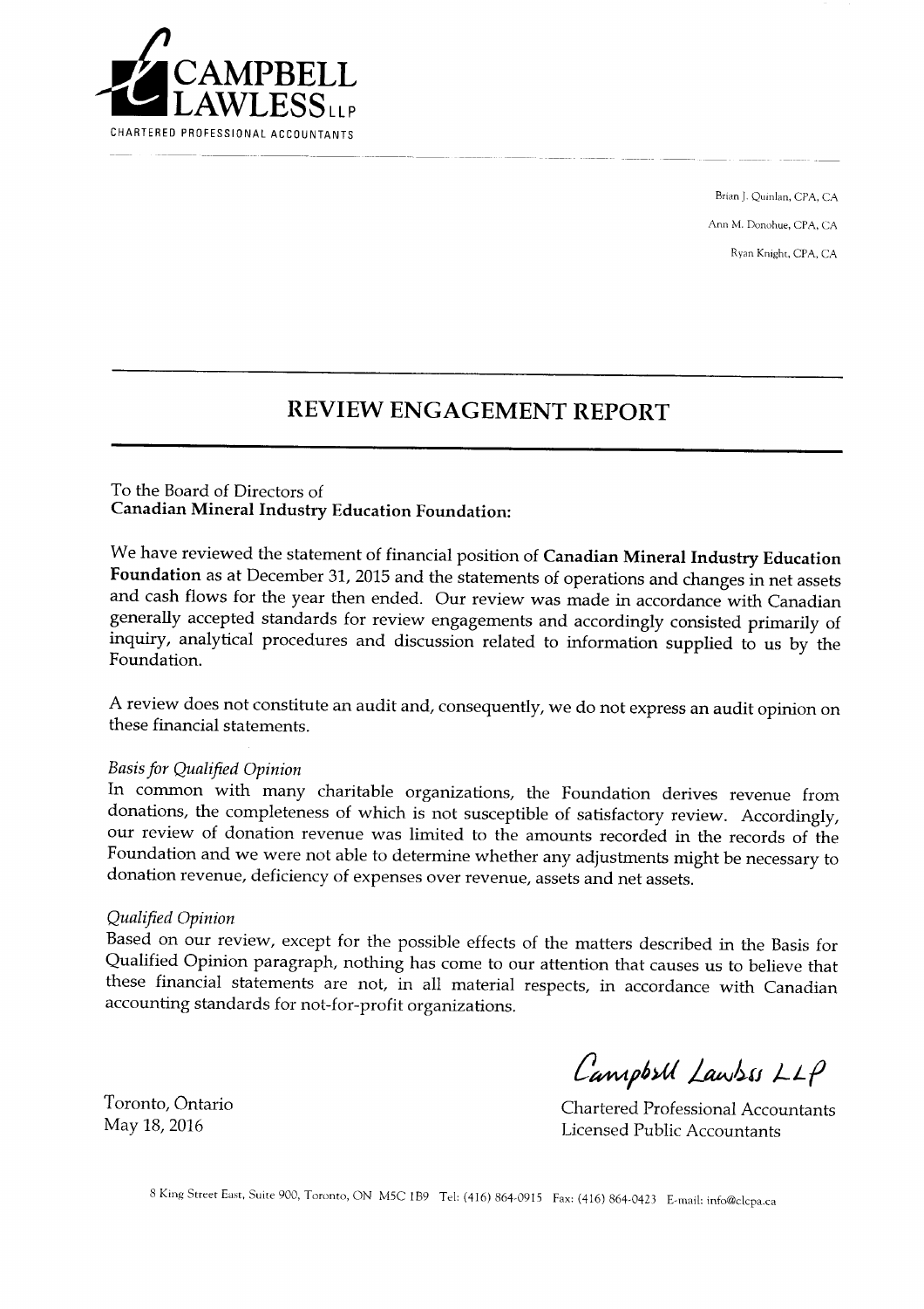**CAMPBELL LAWLESS LLP**
CHARTERED PROFESSIONAL ACCOUNTANTS

Brian J. Quinlan, CPA, CA
Ann M. Donohue, CPA, CA
Ryan Knight, CPA, CA

# REVIEW ENGAGEMENT REPORT

To the Board of Directors of
**Canadian Mineral Industry Education Foundation:**

We have reviewed the statement of financial position of **Canadian Mineral Industry Education Foundation** as at December 31, 2015 and the statements of operations and changes in net assets and cash flows for the year then ended. Our review was made in accordance with Canadian generally accepted standards for review engagements and accordingly consisted primarily of inquiry, analytical procedures and discussion related to information supplied to us by the Foundation.

A review does not constitute an audit and, consequently, we do not express an audit opinion on these financial statements.

*Basis for Qualified Opinion*
In common with many charitable organizations, the Foundation derives revenue from donations, the completeness of which is not susceptible of satisfactory review. Accordingly, our review of donation revenue was limited to the amounts recorded in the records of the Foundation and we were not able to determine whether any adjustments might be necessary to donation revenue, deficiency of expenses over revenue, assets and net assets.

*Qualified Opinion*
Based on our review, except for the possible effects of the matters described in the Basis for Qualified Opinion paragraph, nothing has come to our attention that causes us to believe that these financial statements are not, in all material respects, in accordance with Canadian accounting standards for not-for-profit organizations.

Campbell Lawless LLP

Toronto, Ontario
May 18, 2016

Chartered Professional Accountants
Licensed Public Accountants

8 King Street East, Suite 900, Toronto, ON M5C 1B9 Tel: (416) 864-0915 Fax: (416) 864-0423 E-mail: info@clcpa.ca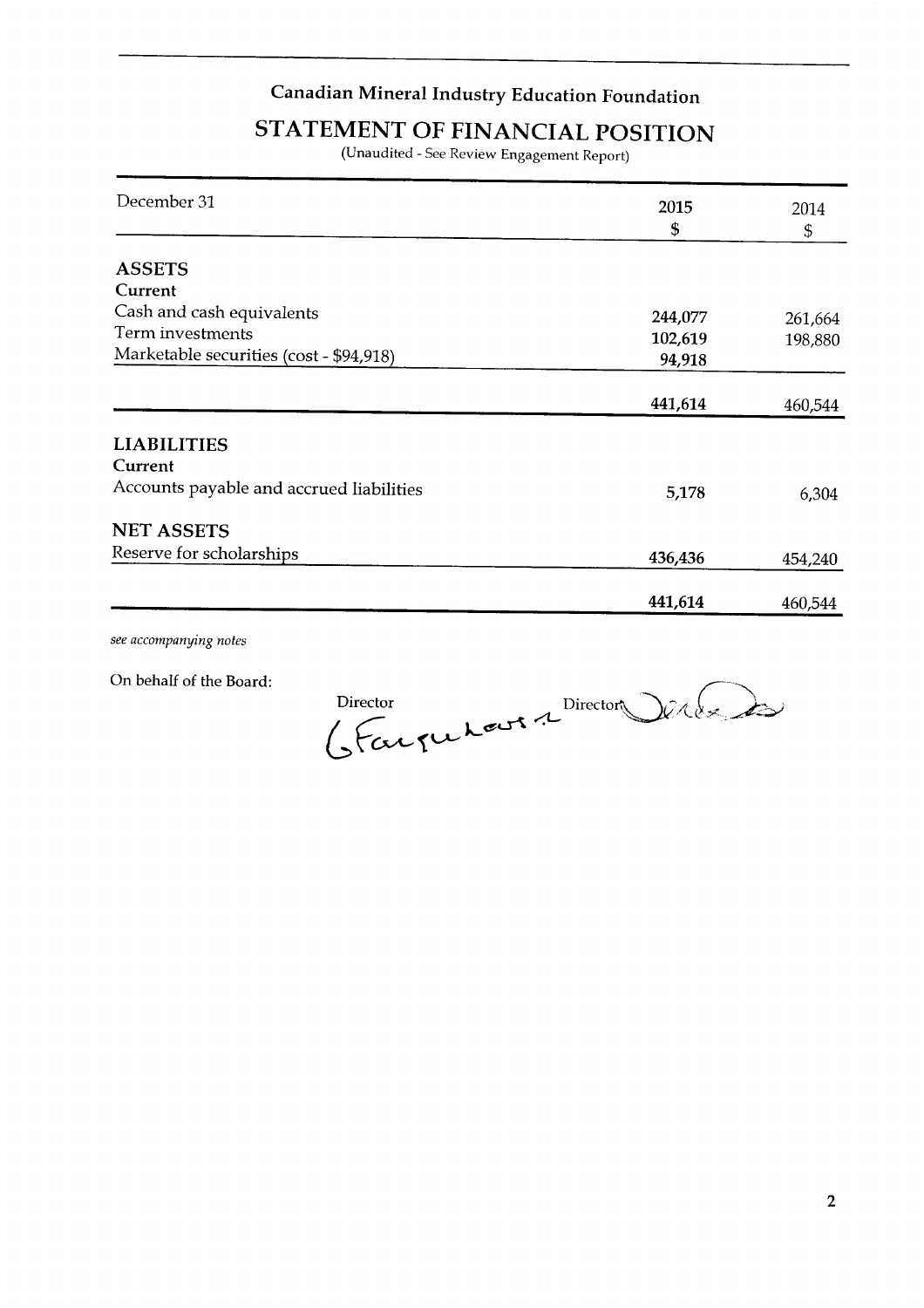# Canadian Mineral Industry Education Foundation

## STATEMENT OF FINANCIAL POSITION

(Unaudited - See Review Engagement Report)

| December 31 | 2015<br>$ | 2014<br>$ |
|---|---|---|
| **ASSETS** | | |
| **Current** | | |
| Cash and cash equivalents | 244,077 | 261,664 |
| Term investments | 102,619 | 198,880 |
| Marketable securities (cost - $94,918) | 94,918 | |
| | **441,614** | 460,544 |
| **LIABILITIES** | | |
| **Current** | | |
| Accounts payable and accrued liabilities | 5,178 | 6,304 |
| **NET ASSETS** | | |
| Reserve for scholarships | 436,436 | 454,240 |
| | **441,614** | 460,544 |

*see accompanying notes*

On behalf of the Board:

Director G Farquharson Director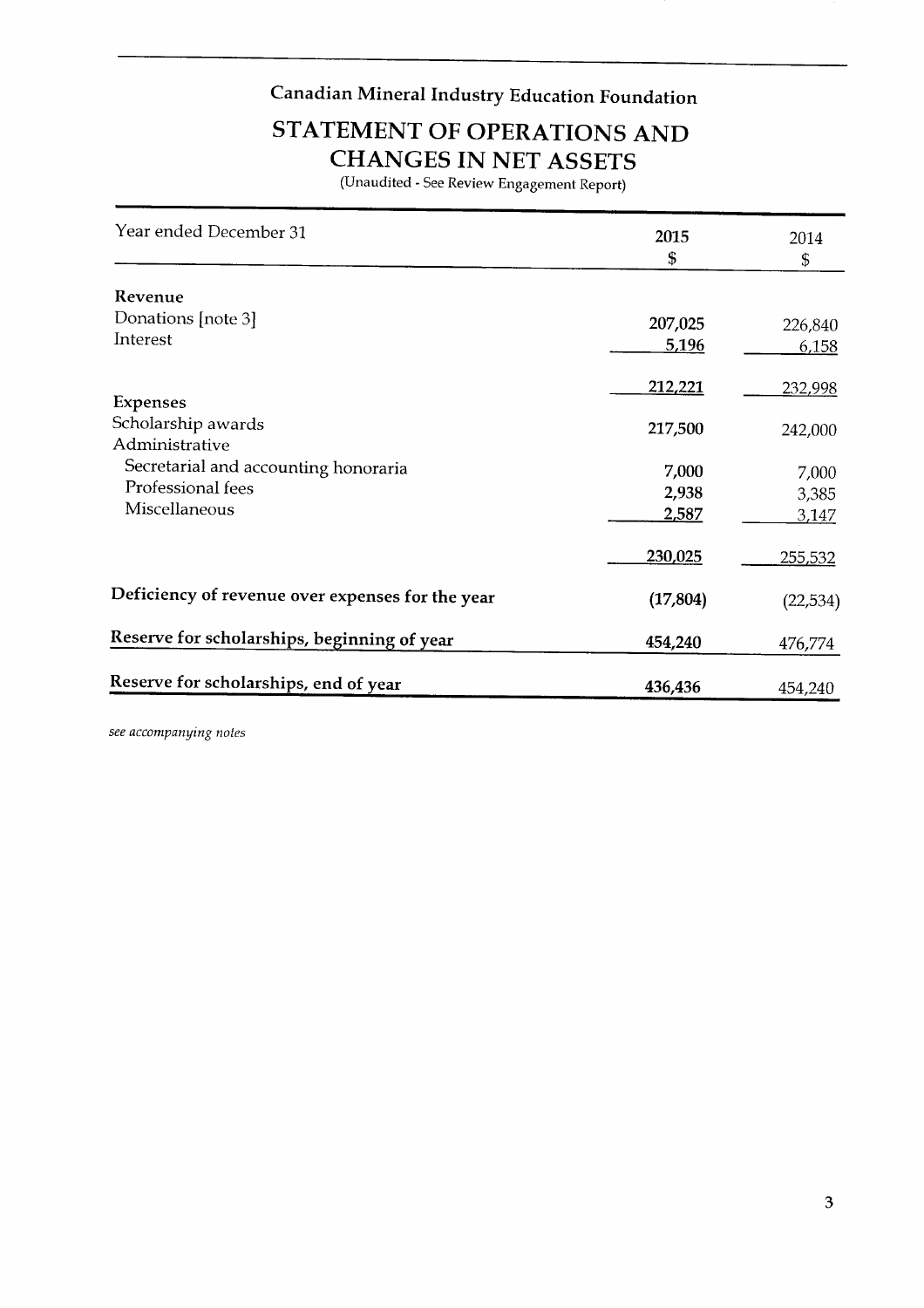## Canadian Mineral Industry Education Foundation

# STATEMENT OF OPERATIONS AND CHANGES IN NET ASSETS

(Unaudited - See Review Engagement Report)

| Year ended December 31 | 2015<br>$ | 2014<br>$ |
|---|---|---|
| **Revenue** | | |
| Donations [note 3] | **207,025** | 226,840 |
| Interest | **5,196** | 6,158 |
| | **212,221** | 232,998 |
| **Expenses** | | |
| Scholarship awards | **217,500** | 242,000 |
| Administrative | | |
| Secretarial and accounting honoraria | **7,000** | 7,000 |
| Professional fees | **2,938** | 3,385 |
| Miscellaneous | **2,587** | 3,147 |
| | **230,025** | 255,532 |
| **Deficiency of revenue over expenses for the year** | **(17,804)** | (22,534) |
| **Reserve for scholarships, beginning of year** | **454,240** | 476,774 |
| **Reserve for scholarships, end of year** | **436,436** | 454,240 |

*see accompanying notes*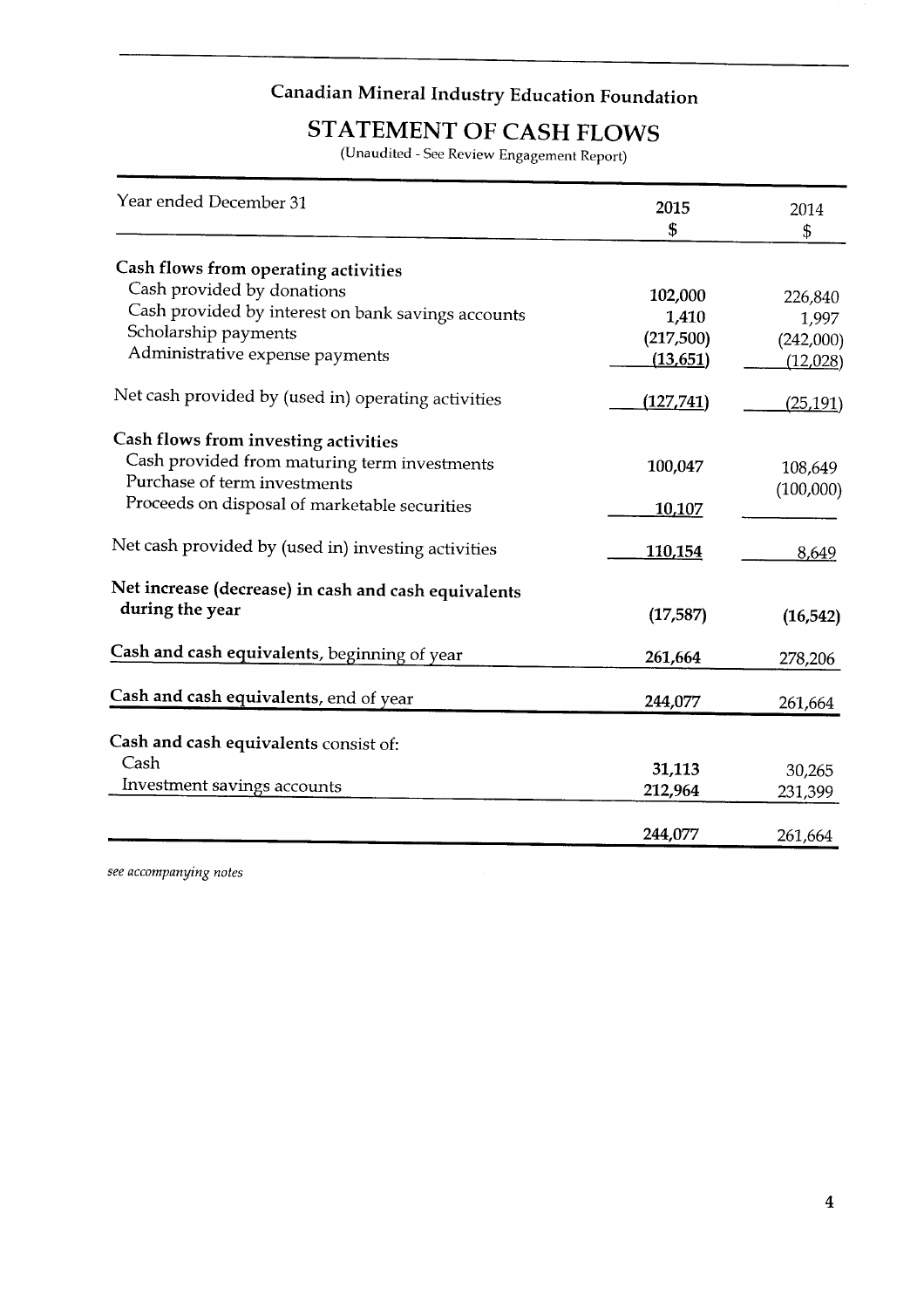# Canadian Mineral Industry Education Foundation

## STATEMENT OF CASH FLOWS

(Unaudited - See Review Engagement Report)

| Year ended December 31 | 2015<br>$ | 2014<br>$ |
|---|---|---|
| **Cash flows from operating activities** | | |
| Cash provided by donations | 102,000 | 226,840 |
| Cash provided by interest on bank savings accounts | 1,410 | 1,997 |
| Scholarship payments | (217,500) | (242,000) |
| Administrative expense payments | (13,651) | (12,028) |
| Net cash provided by (used in) operating activities | (127,741) | (25,191) |
| **Cash flows from investing activities** | | |
| Cash provided from maturing term investments | 100,047 | 108,649 |
| Purchase of term investments | | (100,000) |
| Proceeds on disposal of marketable securities | 10,107 | |
| Net cash provided by (used in) investing activities | 110,154 | 8,649 |
| **Net increase (decrease) in cash and cash equivalents during the year** | **(17,587)** | **(16,542)** |
| **Cash and cash equivalents**, beginning of year | **261,664** | 278,206 |
| **Cash and cash equivalents**, end of year | **244,077** | 261,664 |
| **Cash and cash equivalents** consist of: | | |
| Cash | **31,113** | 30,265 |
| Investment savings accounts | **212,964** | 231,399 |
| | **244,077** | 261,664 |

*see accompanying notes*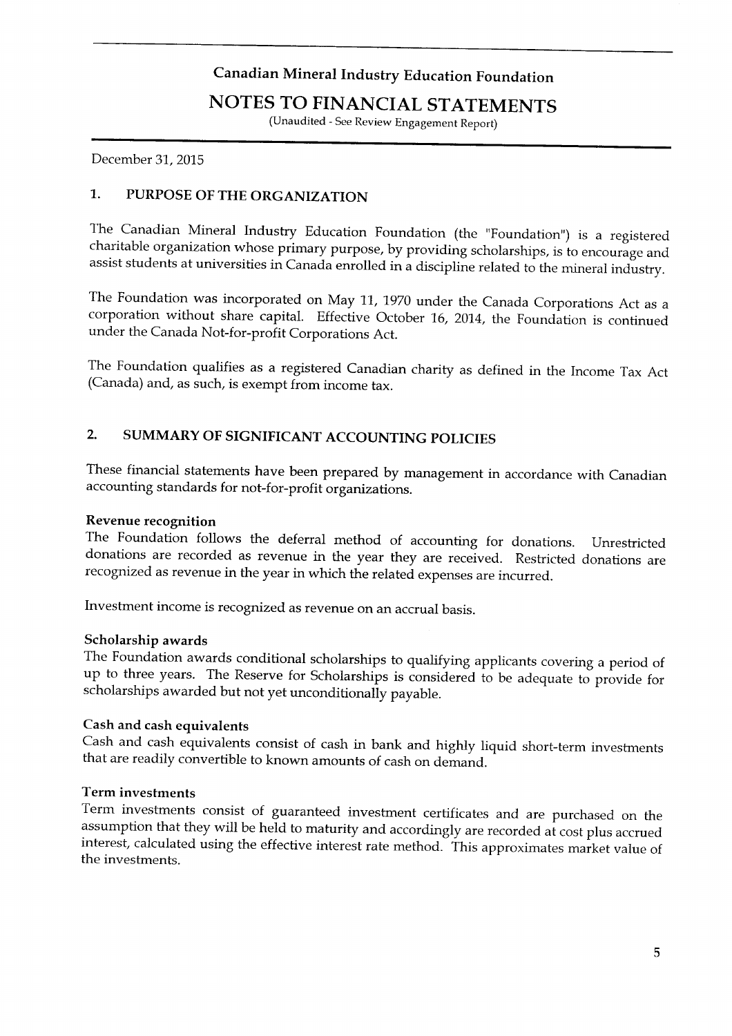# Canadian Mineral Industry Education Foundation

## NOTES TO FINANCIAL STATEMENTS

(Unaudited - See Review Engagement Report)

December 31, 2015

## 1. PURPOSE OF THE ORGANIZATION

The Canadian Mineral Industry Education Foundation (the "Foundation") is a registered charitable organization whose primary purpose, by providing scholarships, is to encourage and assist students at universities in Canada enrolled in a discipline related to the mineral industry.

The Foundation was incorporated on May 11, 1970 under the Canada Corporations Act as a corporation without share capital. Effective October 16, 2014, the Foundation is continued under the Canada Not-for-profit Corporations Act.

The Foundation qualifies as a registered Canadian charity as defined in the Income Tax Act (Canada) and, as such, is exempt from income tax.

## 2. SUMMARY OF SIGNIFICANT ACCOUNTING POLICIES

These financial statements have been prepared by management in accordance with Canadian accounting standards for not-for-profit organizations.

**Revenue recognition**

The Foundation follows the deferral method of accounting for donations. Unrestricted donations are recorded as revenue in the year they are received. Restricted donations are recognized as revenue in the year in which the related expenses are incurred.

Investment income is recognized as revenue on an accrual basis.

**Scholarship awards**

The Foundation awards conditional scholarships to qualifying applicants covering a period of up to three years. The Reserve for Scholarships is considered to be adequate to provide for scholarships awarded but not yet unconditionally payable.

**Cash and cash equivalents**

Cash and cash equivalents consist of cash in bank and highly liquid short-term investments that are readily convertible to known amounts of cash on demand.

**Term investments**

Term investments consist of guaranteed investment certificates and are purchased on the assumption that they will be held to maturity and accordingly are recorded at cost plus accrued interest, calculated using the effective interest rate method. This approximates market value of the investments.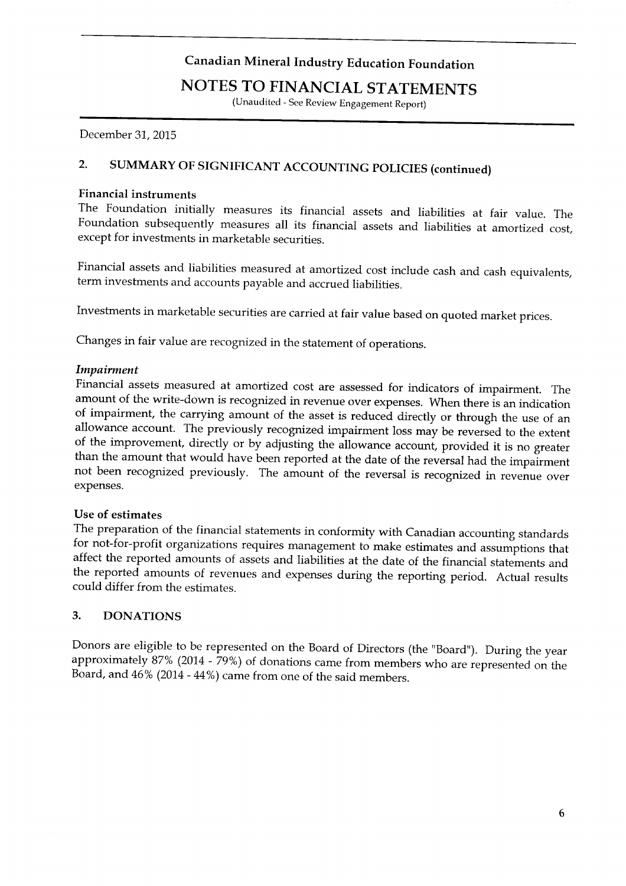# Canadian Mineral Industry Education Foundation

## NOTES TO FINANCIAL STATEMENTS

(Unaudited - See Review Engagement Report)

December 31, 2015

## 2. SUMMARY OF SIGNIFICANT ACCOUNTING POLICIES (continued)

### Financial instruments

The Foundation initially measures its financial assets and liabilities at fair value. The Foundation subsequently measures all its financial assets and liabilities at amortized cost, except for investments in marketable securities.

Financial assets and liabilities measured at amortized cost include cash and cash equivalents, term investments and accounts payable and accrued liabilities.

Investments in marketable securities are carried at fair value based on quoted market prices.

Changes in fair value are recognized in the statement of operations.

#### *Impairment*

Financial assets measured at amortized cost are assessed for indicators of impairment. The amount of the write-down is recognized in revenue over expenses. When there is an indication of impairment, the carrying amount of the asset is reduced directly or through the use of an allowance account. The previously recognized impairment loss may be reversed to the extent of the improvement, directly or by adjusting the allowance account, provided it is no greater than the amount that would have been reported at the date of the reversal had the impairment not been recognized previously. The amount of the reversal is recognized in revenue over expenses.

### Use of estimates

The preparation of the financial statements in conformity with Canadian accounting standards for not-for-profit organizations requires management to make estimates and assumptions that affect the reported amounts of assets and liabilities at the date of the financial statements and the reported amounts of revenues and expenses during the reporting period. Actual results could differ from the estimates.

## 3. DONATIONS

Donors are eligible to be represented on the Board of Directors (the "Board"). During the year approximately 87% (2014 - 79%) of donations came from members who are represented on the Board, and 46% (2014 - 44%) came from one of the said members.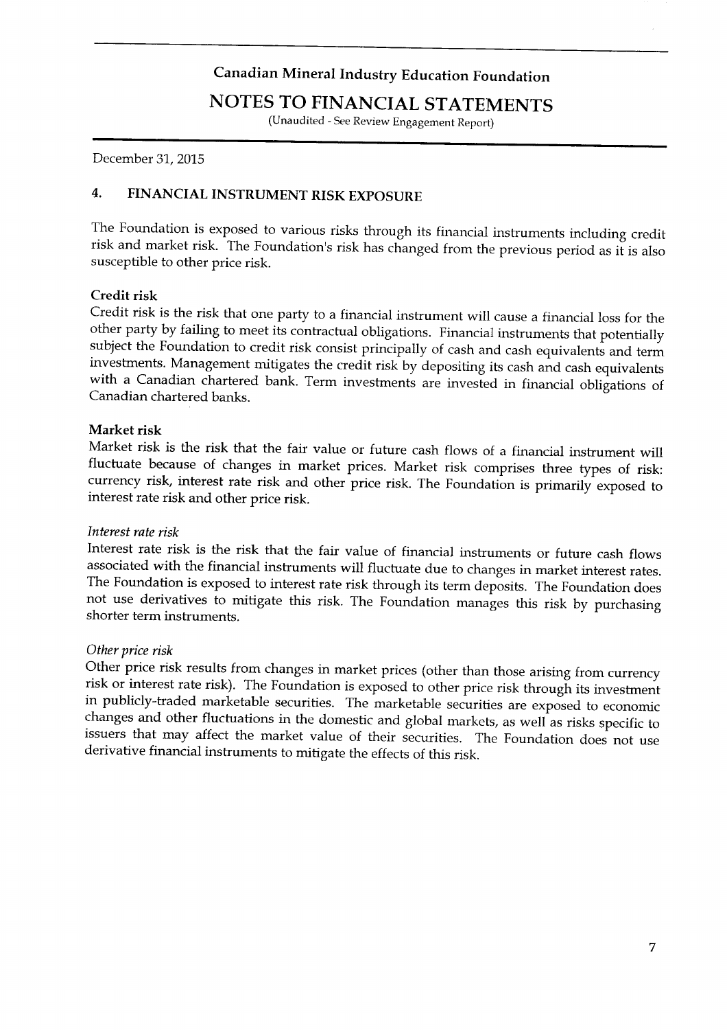# Canadian Mineral Industry Education Foundation

## NOTES TO FINANCIAL STATEMENTS

(Unaudited - See Review Engagement Report)

December 31, 2015

### 4. FINANCIAL INSTRUMENT RISK EXPOSURE

The Foundation is exposed to various risks through its financial instruments including credit risk and market risk. The Foundation's risk has changed from the previous period as it is also susceptible to other price risk.

**Credit risk**

Credit risk is the risk that one party to a financial instrument will cause a financial loss for the other party by failing to meet its contractual obligations. Financial instruments that potentially subject the Foundation to credit risk consist principally of cash and cash equivalents and term investments. Management mitigates the credit risk by depositing its cash and cash equivalents with a Canadian chartered bank. Term investments are invested in financial obligations of Canadian chartered banks.

**Market risk**

Market risk is the risk that the fair value or future cash flows of a financial instrument will fluctuate because of changes in market prices. Market risk comprises three types of risk: currency risk, interest rate risk and other price risk. The Foundation is primarily exposed to interest rate risk and other price risk.

*Interest rate risk*

Interest rate risk is the risk that the fair value of financial instruments or future cash flows associated with the financial instruments will fluctuate due to changes in market interest rates. The Foundation is exposed to interest rate risk through its term deposits. The Foundation does not use derivatives to mitigate this risk. The Foundation manages this risk by purchasing shorter term instruments.

*Other price risk*

Other price risk results from changes in market prices (other than those arising from currency risk or interest rate risk). The Foundation is exposed to other price risk through its investment in publicly-traded marketable securities. The marketable securities are exposed to economic changes and other fluctuations in the domestic and global markets, as well as risks specific to issuers that may affect the market value of their securities. The Foundation does not use derivative financial instruments to mitigate the effects of this risk.